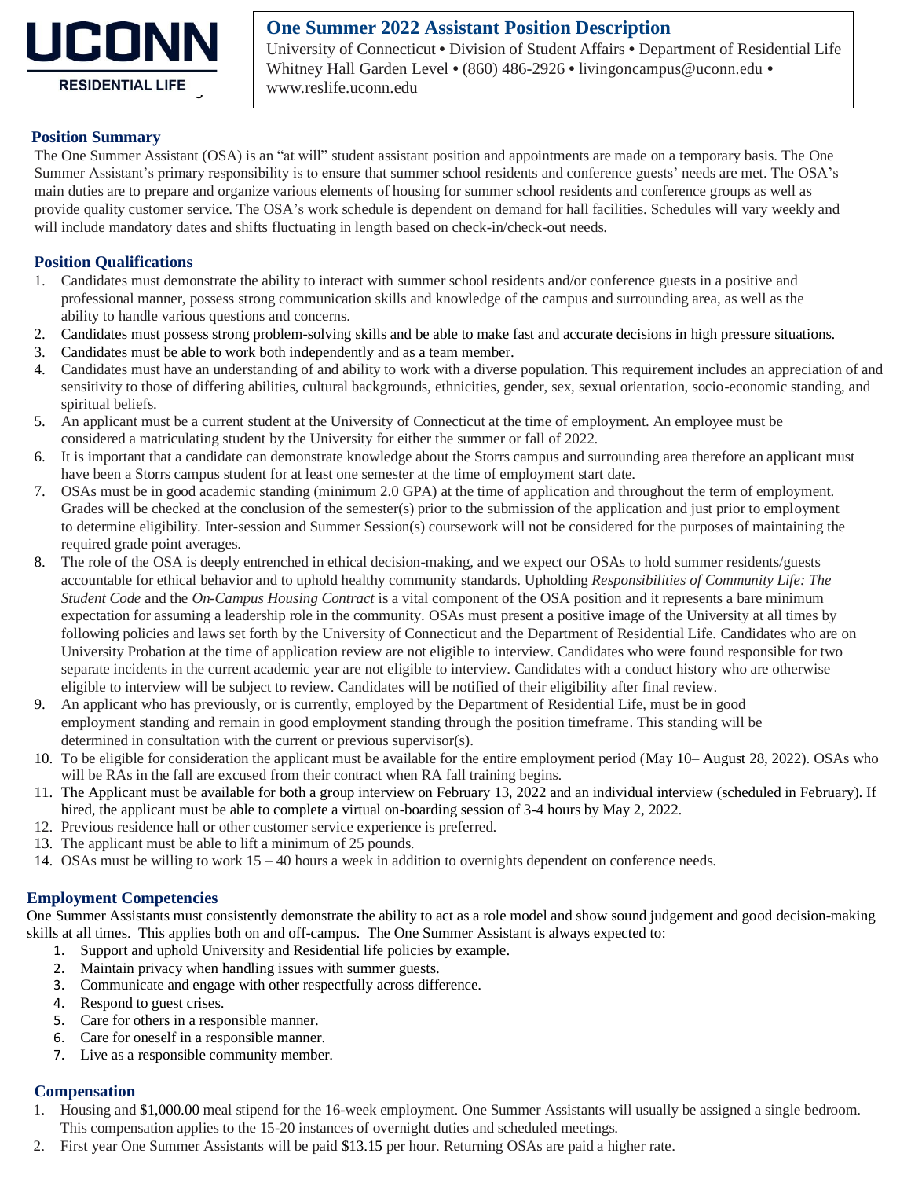UCONN

RESIDENTIAL LIFE

# One Summer 2022 Assistant Position Description

University of Connecticut • Division of Student Affairs • Department of Residential Life
Whitney Hall Garden Level • (860) 486-2926 • livingoncampus@uconn.edu • www.reslife.uconn.edu

## Position Summary

The One Summer Assistant (OSA) is an "at will" student assistant position and appointments are made on a temporary basis. The One Summer Assistant's primary responsibility is to ensure that summer school residents and conference guests' needs are met. The OSA's main duties are to prepare and organize various elements of housing for summer school residents and conference groups as well as provide quality customer service. The OSA's work schedule is dependent on demand for hall facilities. Schedules will vary weekly and will include mandatory dates and shifts fluctuating in length based on check-in/check-out needs.

## Position Qualifications

1. Candidates must demonstrate the ability to interact with summer school residents and/or conference guests in a positive and professional manner, possess strong communication skills and knowledge of the campus and surrounding area, as well as the ability to handle various questions and concerns.
2. Candidates must possess strong problem-solving skills and be able to make fast and accurate decisions in high pressure situations.
3. Candidates must be able to work both independently and as a team member.
4. Candidates must have an understanding of and ability to work with a diverse population. This requirement includes an appreciation of and sensitivity to those of differing abilities, cultural backgrounds, ethnicities, gender, sex, sexual orientation, socio-economic standing, and spiritual beliefs.
5. An applicant must be a current student at the University of Connecticut at the time of employment. An employee must be considered a matriculating student by the University for either the summer or fall of 2022.
6. It is important that a candidate can demonstrate knowledge about the Storrs campus and surrounding area therefore an applicant must have been a Storrs campus student for at least one semester at the time of employment start date.
7. OSAs must be in good academic standing (minimum 2.0 GPA) at the time of application and throughout the term of employment. Grades will be checked at the conclusion of the semester(s) prior to the submission of the application and just prior to employment to determine eligibility. Inter-session and Summer Session(s) coursework will not be considered for the purposes of maintaining the required grade point averages.
8. The role of the OSA is deeply entrenched in ethical decision-making, and we expect our OSAs to hold summer residents/guests accountable for ethical behavior and to uphold healthy community standards. Upholding *Responsibilities of Community Life: The Student Code* and the *On-Campus Housing Contract* is a vital component of the OSA position and it represents a bare minimum expectation for assuming a leadership role in the community. OSAs must present a positive image of the University at all times by following policies and laws set forth by the University of Connecticut and the Department of Residential Life. Candidates who are on University Probation at the time of application review are not eligible to interview. Candidates who were found responsible for two separate incidents in the current academic year are not eligible to interview. Candidates with a conduct history who are otherwise eligible to interview will be subject to review. Candidates will be notified of their eligibility after final review.
9. An applicant who has previously, or is currently, employed by the Department of Residential Life, must be in good employment standing and remain in good employment standing through the position timeframe. This standing will be determined in consultation with the current or previous supervisor(s).
10. To be eligible for consideration the applicant must be available for the entire employment period (May 10– August 28, 2022). OSAs who will be RAs in the fall are excused from their contract when RA fall training begins.
11. The Applicant must be available for both a group interview on February 13, 2022 and an individual interview (scheduled in February). If hired, the applicant must be able to complete a virtual on-boarding session of 3-4 hours by May 2, 2022.
12. Previous residence hall or other customer service experience is preferred.
13. The applicant must be able to lift a minimum of 25 pounds.
14. OSAs must be willing to work 15 – 40 hours a week in addition to overnights dependent on conference needs.

## Employment Competencies

One Summer Assistants must consistently demonstrate the ability to act as a role model and show sound judgement and good decision-making skills at all times. This applies both on and off-campus. The One Summer Assistant is always expected to:

1. Support and uphold University and Residential life policies by example.
2. Maintain privacy when handling issues with summer guests.
3. Communicate and engage with other respectfully across difference.
4. Respond to guest crises.
5. Care for others in a responsible manner.
6. Care for oneself in a responsible manner.
7. Live as a responsible community member.

## Compensation

1. Housing and $1,000.00 meal stipend for the 16-week employment. One Summer Assistants will usually be assigned a single bedroom. This compensation applies to the 15-20 instances of overnight duties and scheduled meetings.
2. First year One Summer Assistants will be paid $13.15 per hour. Returning OSAs are paid a higher rate.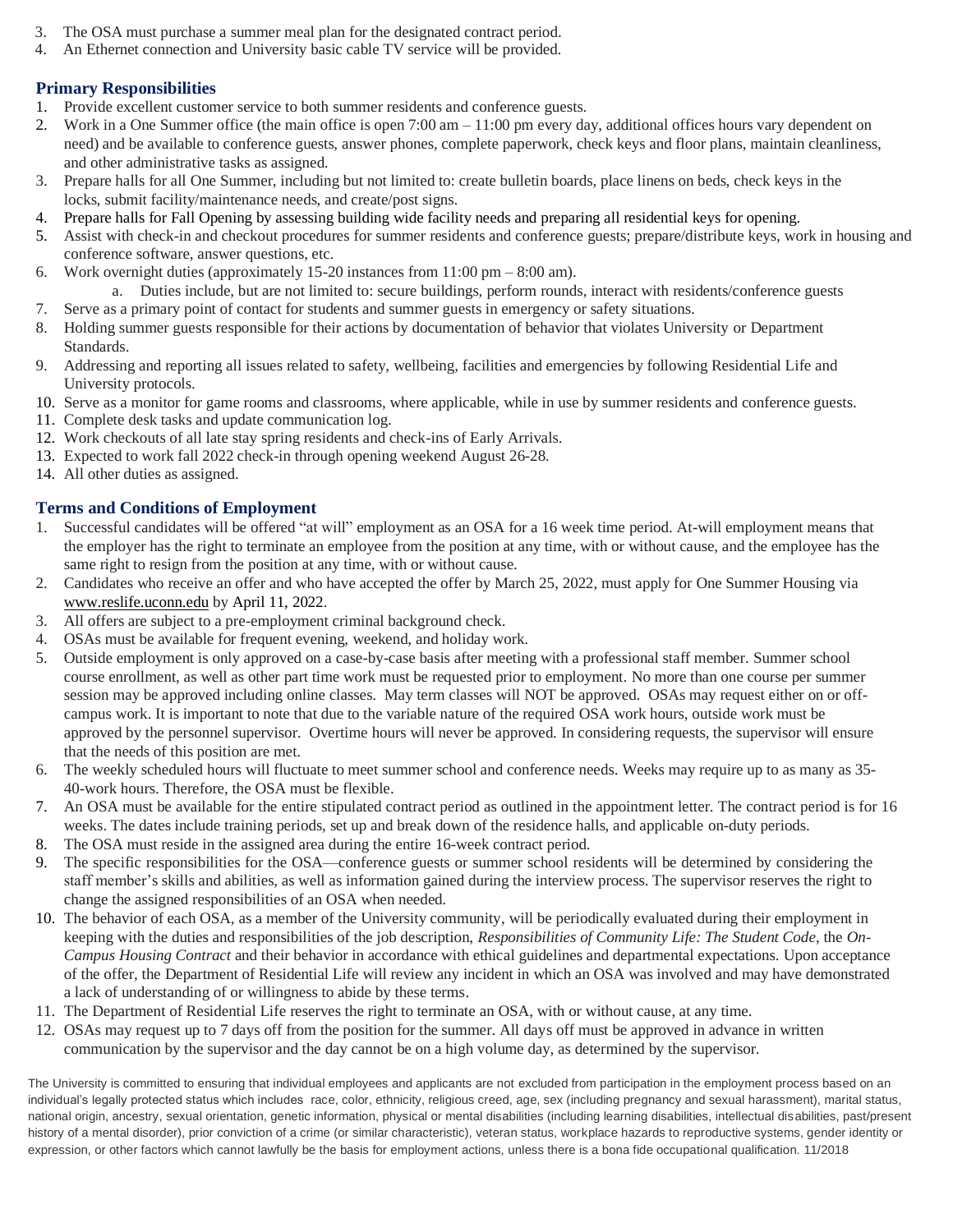3. The OSA must purchase a summer meal plan for the designated contract period.
4. An Ethernet connection and University basic cable TV service will be provided.

## Primary Responsibilities

1. Provide excellent customer service to both summer residents and conference guests.
2. Work in a One Summer office (the main office is open 7:00 am – 11:00 pm every day, additional offices hours vary dependent on need) and be available to conference guests, answer phones, complete paperwork, check keys and floor plans, maintain cleanliness, and other administrative tasks as assigned.
3. Prepare halls for all One Summer, including but not limited to: create bulletin boards, place linens on beds, check keys in the locks, submit facility/maintenance needs, and create/post signs.
4. Prepare halls for Fall Opening by assessing building wide facility needs and preparing all residential keys for opening.
5. Assist with check-in and checkout procedures for summer residents and conference guests; prepare/distribute keys, work in housing and conference software, answer questions, etc.
6. Work overnight duties (approximately 15-20 instances from 11:00 pm – 8:00 am).
    a. Duties include, but are not limited to: secure buildings, perform rounds, interact with residents/conference guests
7. Serve as a primary point of contact for students and summer guests in emergency or safety situations.
8. Holding summer guests responsible for their actions by documentation of behavior that violates University or Department Standards.
9. Addressing and reporting all issues related to safety, wellbeing, facilities and emergencies by following Residential Life and University protocols.
10. Serve as a monitor for game rooms and classrooms, where applicable, while in use by summer residents and conference guests.
11. Complete desk tasks and update communication log.
12. Work checkouts of all late stay spring residents and check-ins of Early Arrivals.
13. Expected to work fall 2022 check-in through opening weekend August 26-28.
14. All other duties as assigned.

## Terms and Conditions of Employment

1. Successful candidates will be offered "at will" employment as an OSA for a 16 week time period. At-will employment means that the employer has the right to terminate an employee from the position at any time, with or without cause, and the employee has the same right to resign from the position at any time, with or without cause.
2. Candidates who receive an offer and who have accepted the offer by March 25, 2022, must apply for One Summer Housing via www.reslife.uconn.edu by April 11, 2022.
3. All offers are subject to a pre-employment criminal background check.
4. OSAs must be available for frequent evening, weekend, and holiday work.
5. Outside employment is only approved on a case-by-case basis after meeting with a professional staff member. Summer school course enrollment, as well as other part time work must be requested prior to employment. No more than one course per summer session may be approved including online classes. May term classes will NOT be approved. OSAs may request either on or off-campus work. It is important to note that due to the variable nature of the required OSA work hours, outside work must be approved by the personnel supervisor. Overtime hours will never be approved. In considering requests, the supervisor will ensure that the needs of this position are met.
6. The weekly scheduled hours will fluctuate to meet summer school and conference needs. Weeks may require up to as many as 35-40-work hours. Therefore, the OSA must be flexible.
7. An OSA must be available for the entire stipulated contract period as outlined in the appointment letter. The contract period is for 16 weeks. The dates include training periods, set up and break down of the residence halls, and applicable on-duty periods.
8. The OSA must reside in the assigned area during the entire 16-week contract period.
9. The specific responsibilities for the OSA—conference guests or summer school residents will be determined by considering the staff member's skills and abilities, as well as information gained during the interview process. The supervisor reserves the right to change the assigned responsibilities of an OSA when needed.
10. The behavior of each OSA, as a member of the University community, will be periodically evaluated during their employment in keeping with the duties and responsibilities of the job description, *Responsibilities of Community Life: The Student Code*, the *On-Campus Housing Contract* and their behavior in accordance with ethical guidelines and departmental expectations. Upon acceptance of the offer, the Department of Residential Life will review any incident in which an OSA was involved and may have demonstrated a lack of understanding of or willingness to abide by these terms.
11. The Department of Residential Life reserves the right to terminate an OSA, with or without cause, at any time.
12. OSAs may request up to 7 days off from the position for the summer. All days off must be approved in advance in written communication by the supervisor and the day cannot be on a high volume day, as determined by the supervisor.

The University is committed to ensuring that individual employees and applicants are not excluded from participation in the employment process based on an individual's legally protected status which includes race, color, ethnicity, religious creed, age, sex (including pregnancy and sexual harassment), marital status, national origin, ancestry, sexual orientation, genetic information, physical or mental disabilities (including learning disabilities, intellectual disabilities, past/present history of a mental disorder), prior conviction of a crime (or similar characteristic), veteran status, workplace hazards to reproductive systems, gender identity or expression, or other factors which cannot lawfully be the basis for employment actions, unless there is a bona fide occupational qualification. 11/2018